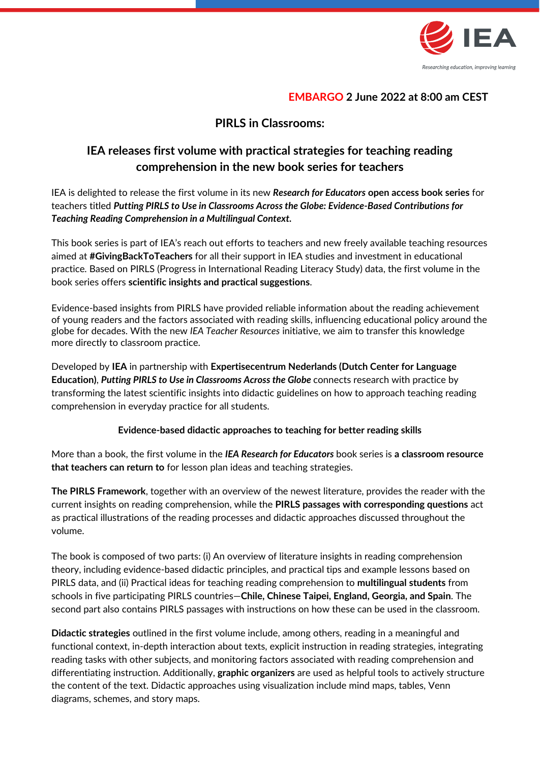**EMBARGO 2 June 2022 at 8:00 am CEST**

## PIRLS in Classrooms:

## IEA releases first volume with practical strategies for teaching reading comprehension in the new book series for teachers

IEA is delighted to release the first volume in its new ***Research for Educators* open access book series** for teachers titled ***Putting PIRLS to Use in Classrooms Across the Globe: Evidence-Based Contributions for Teaching Reading Comprehension in a Multilingual Context.***

This book series is part of IEA's reach out efforts to teachers and new freely available teaching resources aimed at **#GivingBackToTeachers** for all their support in IEA studies and investment in educational practice. Based on PIRLS (Progress in International Reading Literacy Study) data, the first volume in the book series offers **scientific insights and practical suggestions**.

Evidence-based insights from PIRLS have provided reliable information about the reading achievement of young readers and the factors associated with reading skills, influencing educational policy around the globe for decades. With the new *IEA Teacher Resources* initiative, we aim to transfer this knowledge more directly to classroom practice.

Developed by **IEA** in partnership with **Expertisecentrum Nederlands (Dutch Center for Language Education)**, ***Putting PIRLS to Use in Classrooms Across the Globe*** connects research with practice by transforming the latest scientific insights into didactic guidelines on how to approach teaching reading comprehension in everyday practice for all students.

### Evidence-based didactic approaches to teaching for better reading skills

More than a book, the first volume in the ***IEA Research for Educators*** book series is **a classroom resource that teachers can return to** for lesson plan ideas and teaching strategies.

**The PIRLS Framework**, together with an overview of the newest literature, provides the reader with the current insights on reading comprehension, while the **PIRLS passages with corresponding questions** act as practical illustrations of the reading processes and didactic approaches discussed throughout the volume.

The book is composed of two parts: (i) An overview of literature insights in reading comprehension theory, including evidence-based didactic principles, and practical tips and example lessons based on PIRLS data, and (ii) Practical ideas for teaching reading comprehension to **multilingual students** from schools in five participating PIRLS countries—**Chile, Chinese Taipei, England, Georgia, and Spain**. The second part also contains PIRLS passages with instructions on how these can be used in the classroom.

**Didactic strategies** outlined in the first volume include, among others, reading in a meaningful and functional context, in-depth interaction about texts, explicit instruction in reading strategies, integrating reading tasks with other subjects, and monitoring factors associated with reading comprehension and differentiating instruction. Additionally, **graphic organizers** are used as helpful tools to actively structure the content of the text. Didactic approaches using visualization include mind maps, tables, Venn diagrams, schemes, and story maps.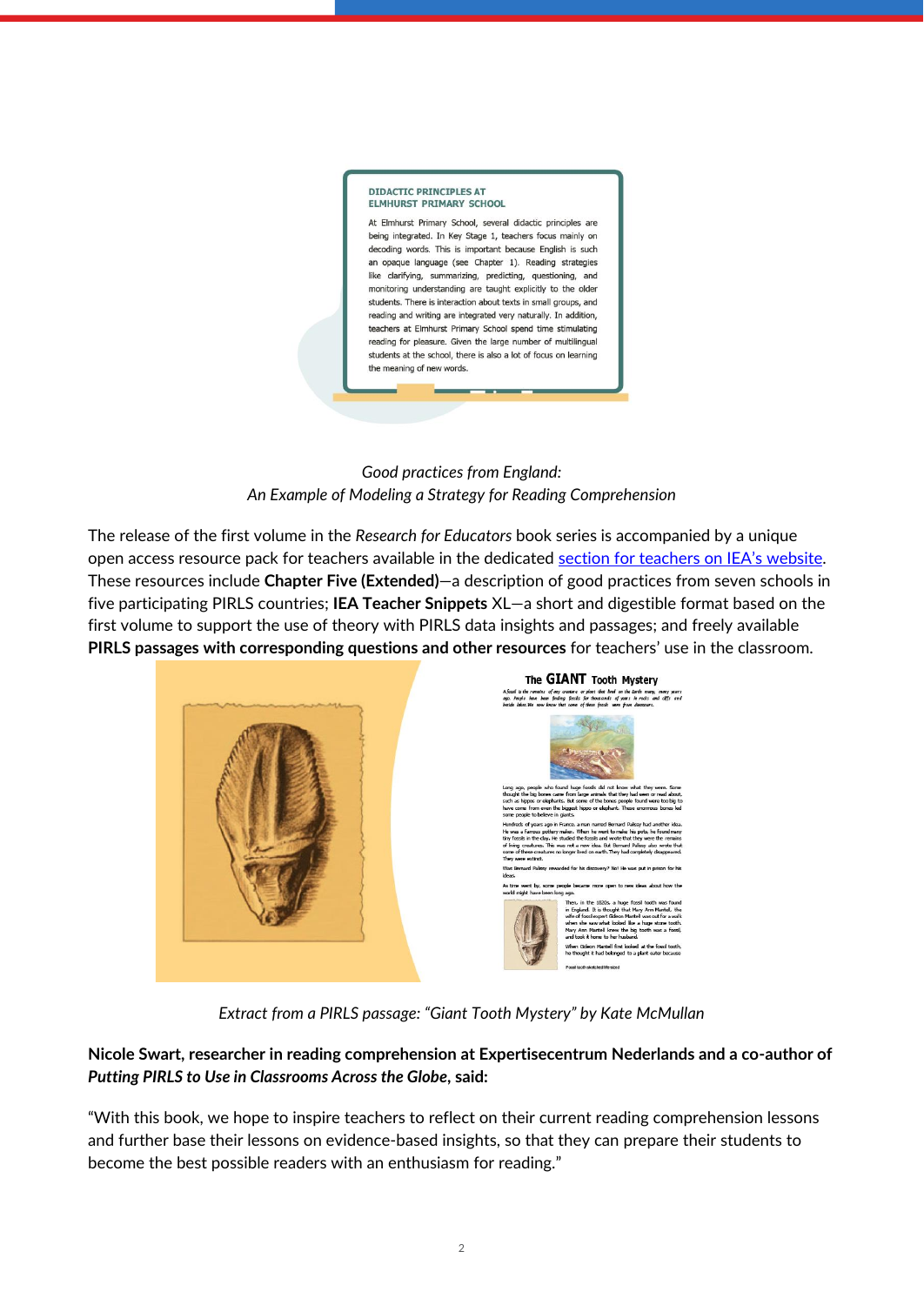**DIDACTIC PRINCIPLES AT ELMHURST PRIMARY SCHOOL**

At Elmhurst Primary School, several didactic principles are being integrated. In Key Stage 1, teachers focus mainly on decoding words. This is important because English is such an opaque language (see Chapter 1). Reading strategies like clarifying, summarizing, predicting, questioning, and monitoring understanding are taught explicitly to the older students. There is interaction about texts in small groups, and reading and writing are integrated very naturally. In addition, teachers at Elmhurst Primary School spend time stimulating reading for pleasure. Given the large number of multilingual students at the school, there is also a lot of focus on learning the meaning of new words.

*Good practices from England:*
*An Example of Modeling a Strategy for Reading Comprehension*

The release of the first volume in the *Research for Educators* book series is accompanied by a unique open access resource pack for teachers available in the dedicated section for teachers on IEA's website. These resources include **Chapter Five (Extended)**—a description of good practices from seven schools in five participating PIRLS countries; **IEA Teacher Snippets** XL—a short and digestible format based on the first volume to support the use of theory with PIRLS data insights and passages; and freely available **PIRLS passages with corresponding questions and other resources** for teachers' use in the classroom.

*Extract from a PIRLS passage: "Giant Tooth Mystery" by Kate McMullan*

**Nicole Swart, researcher in reading comprehension at Expertisecentrum Nederlands and a co-author of *Putting PIRLS to Use in Classrooms Across the Globe*, said:**

"With this book, we hope to inspire teachers to reflect on their current reading comprehension lessons and further base their lessons on evidence-based insights, so that they can prepare their students to become the best possible readers with an enthusiasm for reading."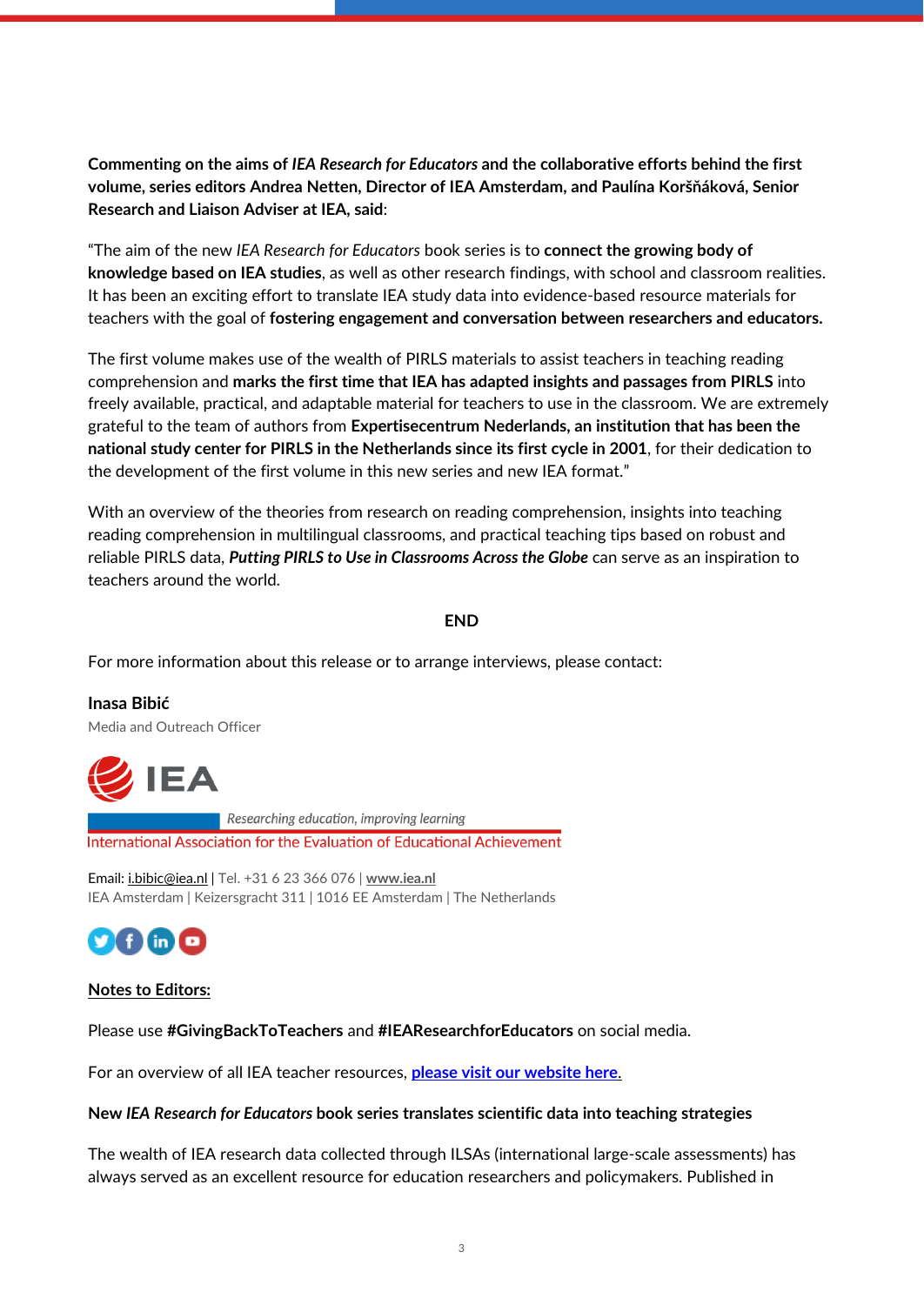**Commenting on the aims of *IEA Research for Educators* and the collaborative efforts behind the first volume, series editors Andrea Netten, Director of IEA Amsterdam, and Paulína Koršňáková, Senior Research and Liaison Adviser at IEA, said**:

"The aim of the new *IEA Research for Educators* book series is to **connect the growing body of knowledge based on IEA studies**, as well as other research findings, with school and classroom realities. It has been an exciting effort to translate IEA study data into evidence-based resource materials for teachers with the goal of **fostering engagement and conversation between researchers and educators.**

The first volume makes use of the wealth of PIRLS materials to assist teachers in teaching reading comprehension and **marks the first time that IEA has adapted insights and passages from PIRLS** into freely available, practical, and adaptable material for teachers to use in the classroom. We are extremely grateful to the team of authors from **Expertisecentrum Nederlands, an institution that has been the national study center for PIRLS in the Netherlands since its first cycle in 2001**, for their dedication to the development of the first volume in this new series and new IEA format."

With an overview of the theories from research on reading comprehension, insights into teaching reading comprehension in multilingual classrooms, and practical teaching tips based on robust and reliable PIRLS data, ***Putting PIRLS to Use in Classrooms Across the Globe*** can serve as an inspiration to teachers around the world.

**END**

For more information about this release or to arrange interviews, please contact:

**Inasa Bibić**

Media and Outreach Officer

IEA

*Researching education, improving learning*

International Association for the Evaluation of Educational Achievement

Email: i.bibic@iea.nl | Tel. +31 6 23 366 076 | **www.iea.nl**

IEA Amsterdam | Keizersgracht 311 | 1016 EE Amsterdam | The Netherlands

**Notes to Editors:**

Please use **#GivingBackToTeachers** and **#IEAResearchforEducators** on social media.

For an overview of all IEA teacher resources, **please visit our website here.**

**New *IEA Research for Educators* book series translates scientific data into teaching strategies**

The wealth of IEA research data collected through ILSAs (international large-scale assessments) has always served as an excellent resource for education researchers and policymakers. Published in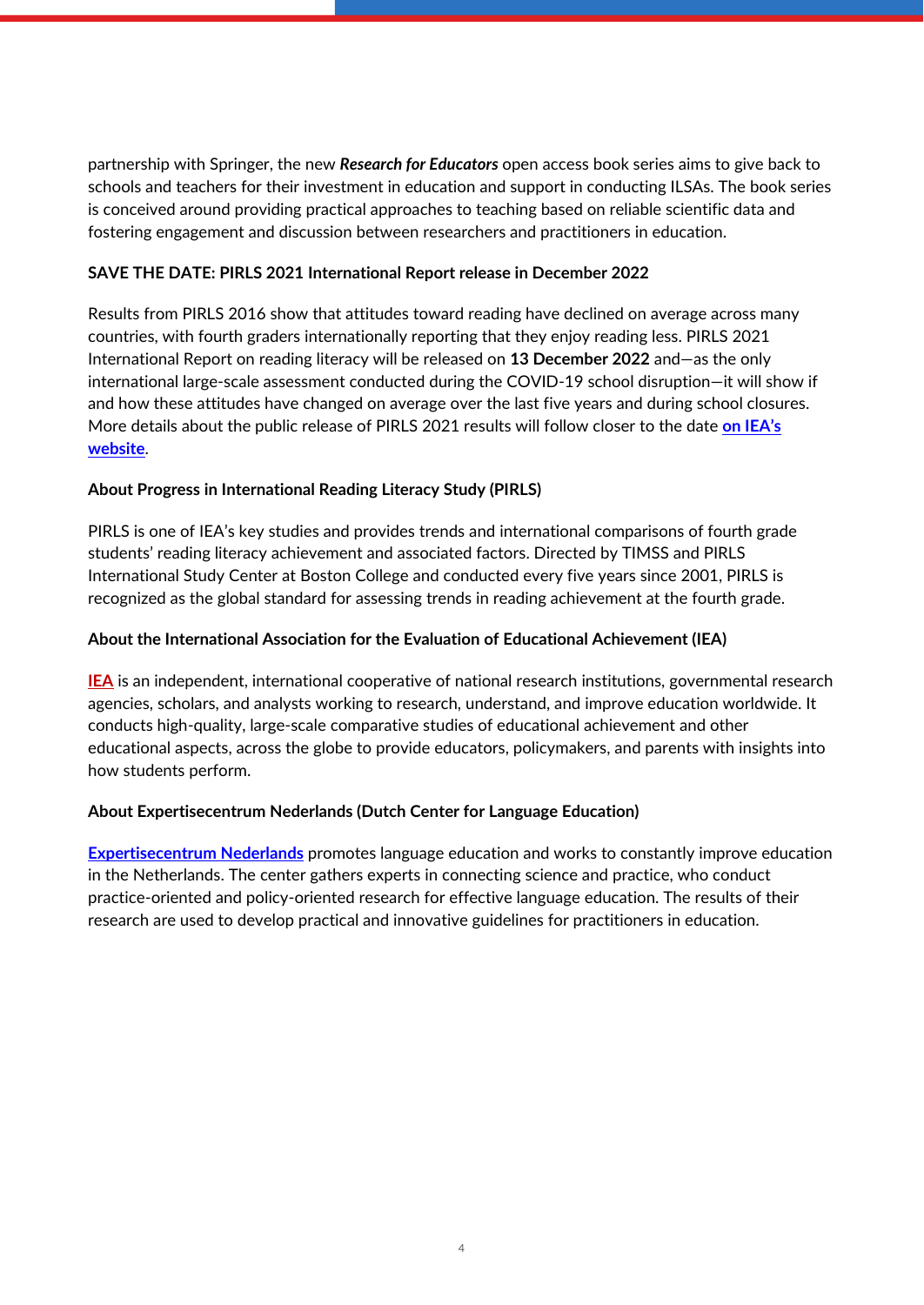partnership with Springer, the new ***Research for Educators*** open access book series aims to give back to schools and teachers for their investment in education and support in conducting ILSAs. The book series is conceived around providing practical approaches to teaching based on reliable scientific data and fostering engagement and discussion between researchers and practitioners in education.

**SAVE THE DATE: PIRLS 2021 International Report release in December 2022**

Results from PIRLS 2016 show that attitudes toward reading have declined on average across many countries, with fourth graders internationally reporting that they enjoy reading less. PIRLS 2021 International Report on reading literacy will be released on **13 December 2022** and—as the only international large-scale assessment conducted during the COVID-19 school disruption—it will show if and how these attitudes have changed on average over the last five years and during school closures. More details about the public release of PIRLS 2021 results will follow closer to the date **on IEA's website**.

**About Progress in International Reading Literacy Study (PIRLS)**

PIRLS is one of IEA's key studies and provides trends and international comparisons of fourth grade students' reading literacy achievement and associated factors. Directed by TIMSS and PIRLS International Study Center at Boston College and conducted every five years since 2001, PIRLS is recognized as the global standard for assessing trends in reading achievement at the fourth grade.

**About the International Association for the Evaluation of Educational Achievement (IEA)**

**IEA** is an independent, international cooperative of national research institutions, governmental research agencies, scholars, and analysts working to research, understand, and improve education worldwide. It conducts high-quality, large-scale comparative studies of educational achievement and other educational aspects, across the globe to provide educators, policymakers, and parents with insights into how students perform.

**About Expertisecentrum Nederlands (Dutch Center for Language Education)**

**Expertisecentrum Nederlands** promotes language education and works to constantly improve education in the Netherlands. The center gathers experts in connecting science and practice, who conduct practice-oriented and policy-oriented research for effective language education. The results of their research are used to develop practical and innovative guidelines for practitioners in education.